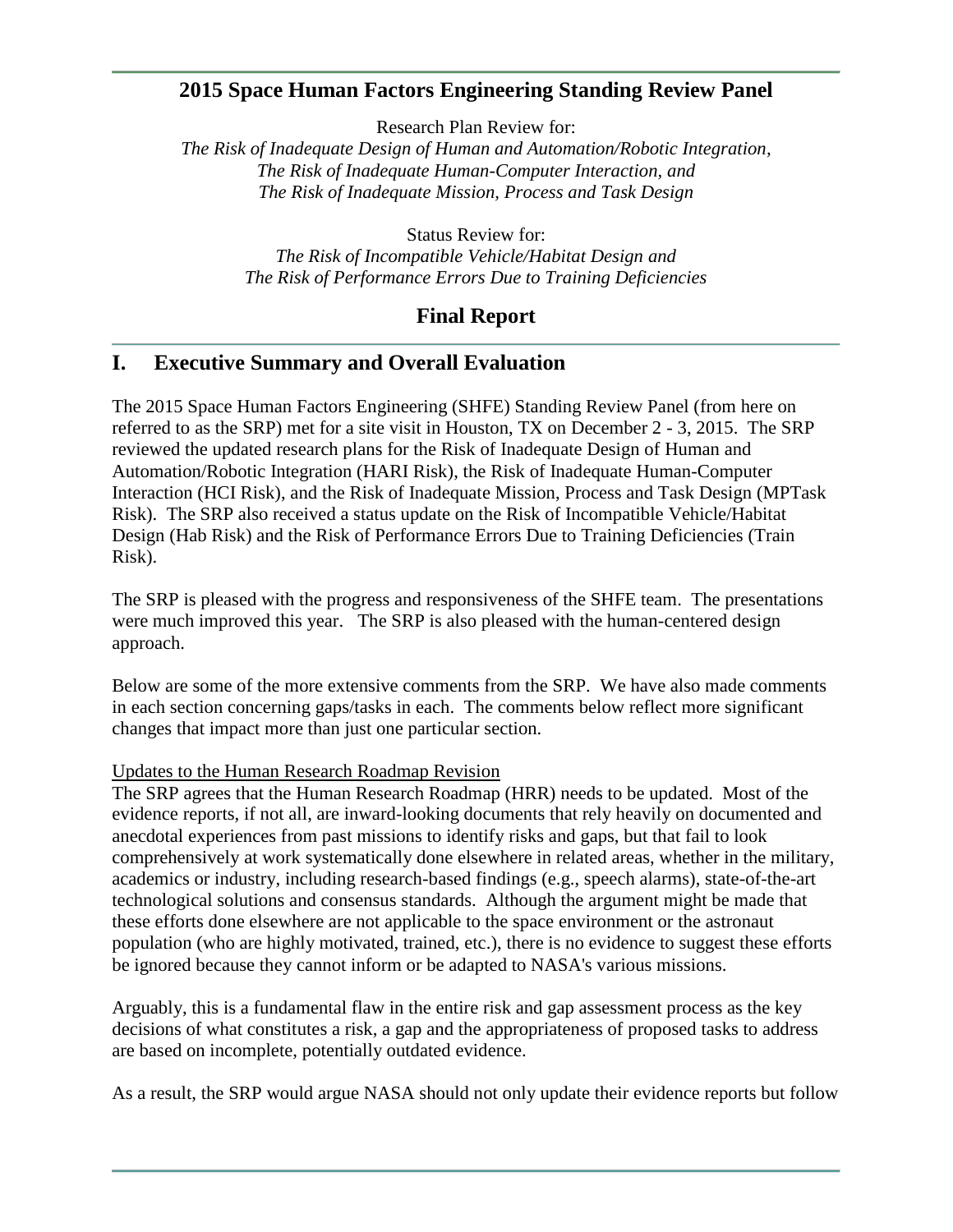# 2015 Space Human Factors Engineering Standing Review Panel

Research Plan Review for:

*The Risk of Inadequate Design of Human and Automation/Robotic Integration,*
*The Risk of Inadequate Human-Computer Interaction, and*
*The Risk of Inadequate Mission, Process and Task Design*

Status Review for:

*The Risk of Incompatible Vehicle/Habitat Design and*
*The Risk of Performance Errors Due to Training Deficiencies*

## Final Report

## I. Executive Summary and Overall Evaluation

The 2015 Space Human Factors Engineering (SHFE) Standing Review Panel (from here on referred to as the SRP) met for a site visit in Houston, TX on December 2 - 3, 2015. The SRP reviewed the updated research plans for the Risk of Inadequate Design of Human and Automation/Robotic Integration (HARI Risk), the Risk of Inadequate Human-Computer Interaction (HCI Risk), and the Risk of Inadequate Mission, Process and Task Design (MPTask Risk). The SRP also received a status update on the Risk of Incompatible Vehicle/Habitat Design (Hab Risk) and the Risk of Performance Errors Due to Training Deficiencies (Train Risk).

The SRP is pleased with the progress and responsiveness of the SHFE team. The presentations were much improved this year. The SRP is also pleased with the human-centered design approach.

Below are some of the more extensive comments from the SRP. We have also made comments in each section concerning gaps/tasks in each. The comments below reflect more significant changes that impact more than just one particular section.

<u>Updates to the Human Research Roadmap Revision</u>

The SRP agrees that the Human Research Roadmap (HRR) needs to be updated. Most of the evidence reports, if not all, are inward-looking documents that rely heavily on documented and anecdotal experiences from past missions to identify risks and gaps, but that fail to look comprehensively at work systematically done elsewhere in related areas, whether in the military, academics or industry, including research-based findings (e.g., speech alarms), state-of-the-art technological solutions and consensus standards. Although the argument might be made that these efforts done elsewhere are not applicable to the space environment or the astronaut population (who are highly motivated, trained, etc.), there is no evidence to suggest these efforts be ignored because they cannot inform or be adapted to NASA's various missions.

Arguably, this is a fundamental flaw in the entire risk and gap assessment process as the key decisions of what constitutes a risk, a gap and the appropriateness of proposed tasks to address are based on incomplete, potentially outdated evidence.

As a result, the SRP would argue NASA should not only update their evidence reports but follow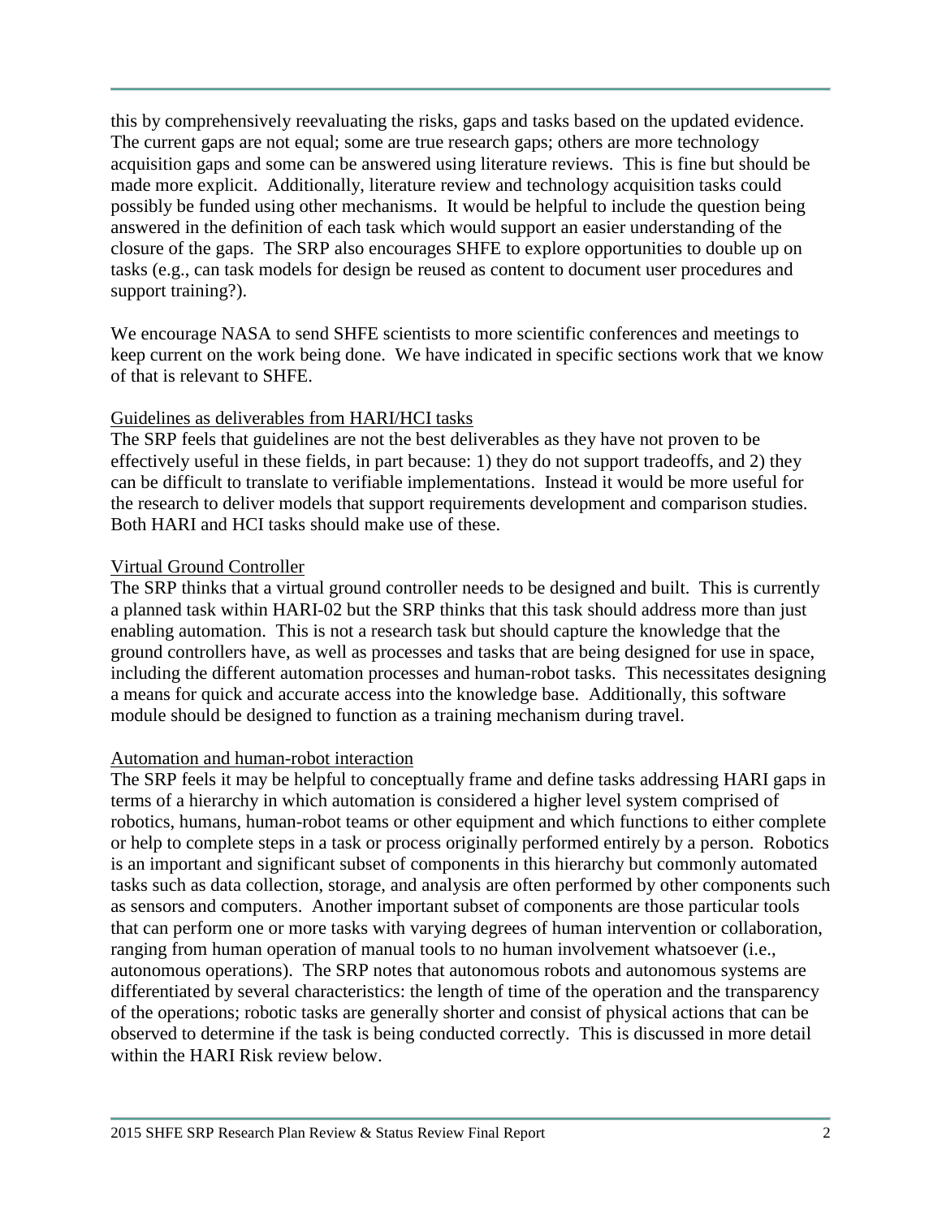this by comprehensively reevaluating the risks, gaps and tasks based on the updated evidence. The current gaps are not equal; some are true research gaps; others are more technology acquisition gaps and some can be answered using literature reviews. This is fine but should be made more explicit. Additionally, literature review and technology acquisition tasks could possibly be funded using other mechanisms. It would be helpful to include the question being answered in the definition of each task which would support an easier understanding of the closure of the gaps. The SRP also encourages SHFE to explore opportunities to double up on tasks (e.g., can task models for design be reused as content to document user procedures and support training?).

We encourage NASA to send SHFE scientists to more scientific conferences and meetings to keep current on the work being done. We have indicated in specific sections work that we know of that is relevant to SHFE.

### Guidelines as deliverables from HARI/HCI tasks

The SRP feels that guidelines are not the best deliverables as they have not proven to be effectively useful in these fields, in part because: 1) they do not support tradeoffs, and 2) they can be difficult to translate to verifiable implementations. Instead it would be more useful for the research to deliver models that support requirements development and comparison studies. Both HARI and HCI tasks should make use of these.

### Virtual Ground Controller

The SRP thinks that a virtual ground controller needs to be designed and built. This is currently a planned task within HARI-02 but the SRP thinks that this task should address more than just enabling automation. This is not a research task but should capture the knowledge that the ground controllers have, as well as processes and tasks that are being designed for use in space, including the different automation processes and human-robot tasks. This necessitates designing a means for quick and accurate access into the knowledge base. Additionally, this software module should be designed to function as a training mechanism during travel.

### Automation and human-robot interaction

The SRP feels it may be helpful to conceptually frame and define tasks addressing HARI gaps in terms of a hierarchy in which automation is considered a higher level system comprised of robotics, humans, human-robot teams or other equipment and which functions to either complete or help to complete steps in a task or process originally performed entirely by a person. Robotics is an important and significant subset of components in this hierarchy but commonly automated tasks such as data collection, storage, and analysis are often performed by other components such as sensors and computers. Another important subset of components are those particular tools that can perform one or more tasks with varying degrees of human intervention or collaboration, ranging from human operation of manual tools to no human involvement whatsoever (i.e., autonomous operations). The SRP notes that autonomous robots and autonomous systems are differentiated by several characteristics: the length of time of the operation and the transparency of the operations; robotic tasks are generally shorter and consist of physical actions that can be observed to determine if the task is being conducted correctly. This is discussed in more detail within the HARI Risk review below.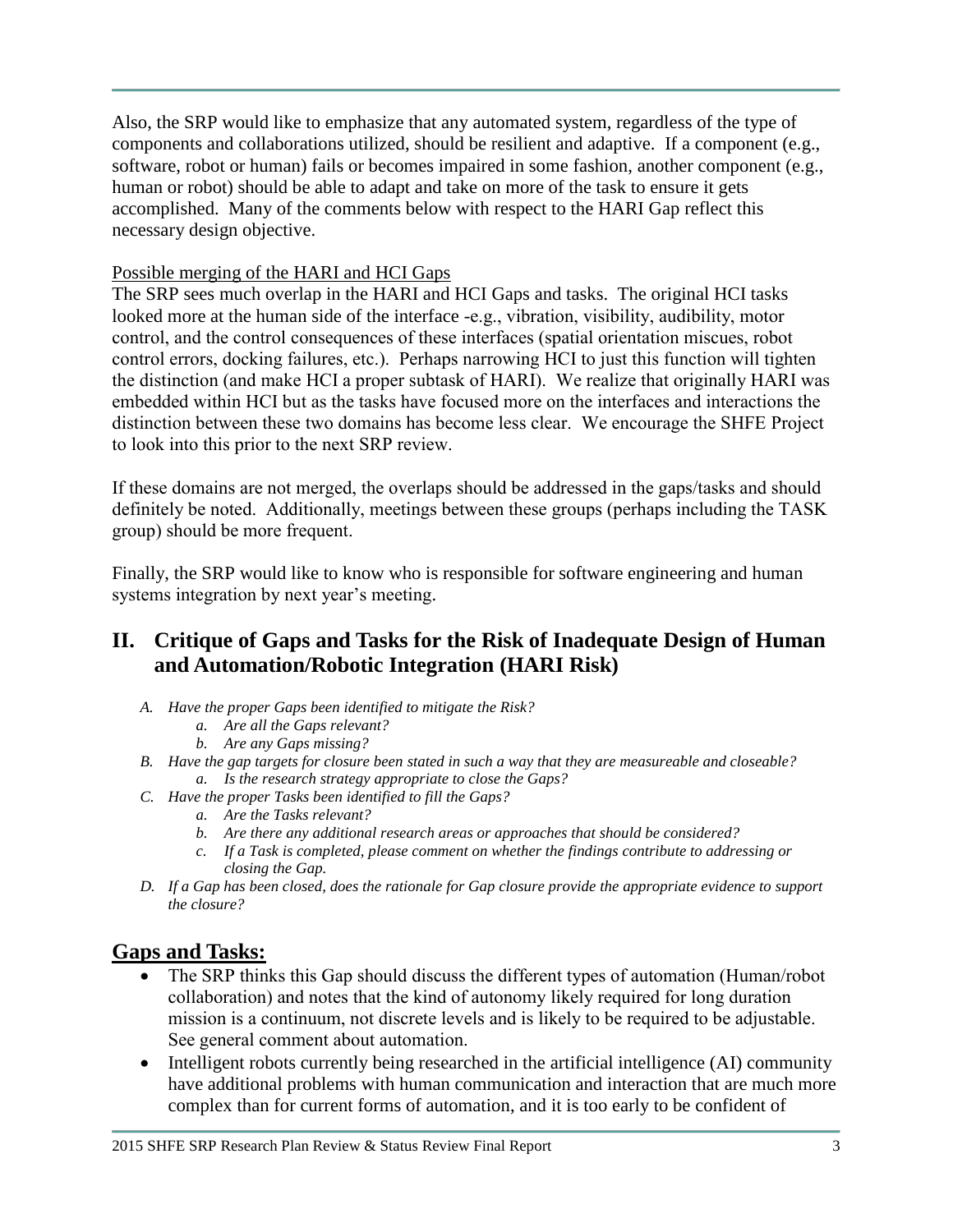Also, the SRP would like to emphasize that any automated system, regardless of the type of components and collaborations utilized, should be resilient and adaptive. If a component (e.g., software, robot or human) fails or becomes impaired in some fashion, another component (e.g., human or robot) should be able to adapt and take on more of the task to ensure it gets accomplished. Many of the comments below with respect to the HARI Gap reflect this necessary design objective.

Possible merging of the HARI and HCI Gaps

The SRP sees much overlap in the HARI and HCI Gaps and tasks. The original HCI tasks looked more at the human side of the interface -e.g., vibration, visibility, audibility, motor control, and the control consequences of these interfaces (spatial orientation miscues, robot control errors, docking failures, etc.). Perhaps narrowing HCI to just this function will tighten the distinction (and make HCI a proper subtask of HARI). We realize that originally HARI was embedded within HCI but as the tasks have focused more on the interfaces and interactions the distinction between these two domains has become less clear. We encourage the SHFE Project to look into this prior to the next SRP review.

If these domains are not merged, the overlaps should be addressed in the gaps/tasks and should definitely be noted. Additionally, meetings between these groups (perhaps including the TASK group) should be more frequent.

Finally, the SRP would like to know who is responsible for software engineering and human systems integration by next year's meeting.

## II. Critique of Gaps and Tasks for the Risk of Inadequate Design of Human and Automation/Robotic Integration (HARI Risk)

*A. Have the proper Gaps been identified to mitigate the Risk?*
   - *a. Are all the Gaps relevant?*
   - *b. Are any Gaps missing?*

*B. Have the gap targets for closure been stated in such a way that they are measureable and closeable?*
   - *a. Is the research strategy appropriate to close the Gaps?*

*C. Have the proper Tasks been identified to fill the Gaps?*
   - *a. Are the Tasks relevant?*
   - *b. Are there any additional research areas or approaches that should be considered?*
   - *c. If a Task is completed, please comment on whether the findings contribute to addressing or closing the Gap.*

*D. If a Gap has been closed, does the rationale for Gap closure provide the appropriate evidence to support the closure?*

## Gaps and Tasks:

- The SRP thinks this Gap should discuss the different types of automation (Human/robot collaboration) and notes that the kind of autonomy likely required for long duration mission is a continuum, not discrete levels and is likely to be required to be adjustable. See general comment about automation.
- Intelligent robots currently being researched in the artificial intelligence (AI) community have additional problems with human communication and interaction that are much more complex than for current forms of automation, and it is too early to be confident of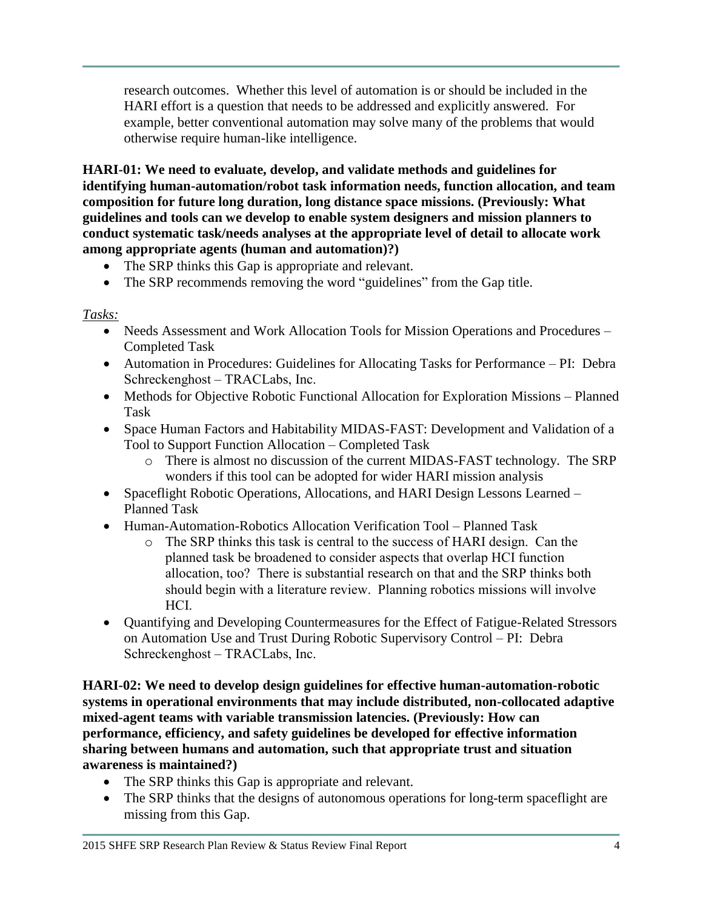research outcomes. Whether this level of automation is or should be included in the HARI effort is a question that needs to be addressed and explicitly answered. For example, better conventional automation may solve many of the problems that would otherwise require human-like intelligence.

**HARI-01: We need to evaluate, develop, and validate methods and guidelines for identifying human-automation/robot task information needs, function allocation, and team composition for future long duration, long distance space missions. (Previously: What guidelines and tools can we develop to enable system designers and mission planners to conduct systematic task/needs analyses at the appropriate level of detail to allocate work among appropriate agents (human and automation)?)**

- The SRP thinks this Gap is appropriate and relevant.
- The SRP recommends removing the word "guidelines" from the Gap title.

*Tasks:*

- Needs Assessment and Work Allocation Tools for Mission Operations and Procedures – Completed Task
- Automation in Procedures: Guidelines for Allocating Tasks for Performance – PI: Debra Schreckenghost – TRACLabs, Inc.
- Methods for Objective Robotic Functional Allocation for Exploration Missions – Planned Task
- Space Human Factors and Habitability MIDAS-FAST: Development and Validation of a Tool to Support Function Allocation – Completed Task
    - There is almost no discussion of the current MIDAS-FAST technology. The SRP wonders if this tool can be adopted for wider HARI mission analysis
- Spaceflight Robotic Operations, Allocations, and HARI Design Lessons Learned – Planned Task
- Human-Automation-Robotics Allocation Verification Tool – Planned Task
    - The SRP thinks this task is central to the success of HARI design. Can the planned task be broadened to consider aspects that overlap HCI function allocation, too? There is substantial research on that and the SRP thinks both should begin with a literature review. Planning robotics missions will involve HCI.
- Quantifying and Developing Countermeasures for the Effect of Fatigue-Related Stressors on Automation Use and Trust During Robotic Supervisory Control – PI: Debra Schreckenghost – TRACLabs, Inc.

**HARI-02: We need to develop design guidelines for effective human-automation-robotic systems in operational environments that may include distributed, non-collocated adaptive mixed-agent teams with variable transmission latencies. (Previously: How can performance, efficiency, and safety guidelines be developed for effective information sharing between humans and automation, such that appropriate trust and situation awareness is maintained?)**

- The SRP thinks this Gap is appropriate and relevant.
- The SRP thinks that the designs of autonomous operations for long-term spaceflight are missing from this Gap.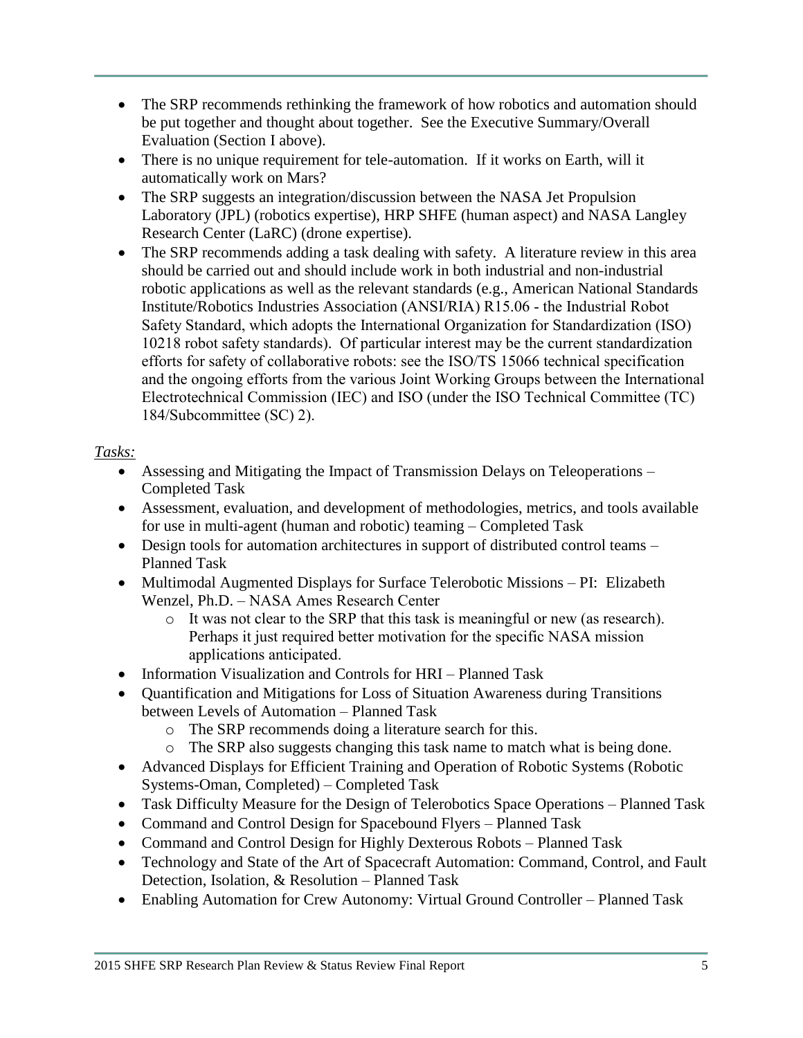- The SRP recommends rethinking the framework of how robotics and automation should be put together and thought about together. See the Executive Summary/Overall Evaluation (Section I above).
- There is no unique requirement for tele-automation. If it works on Earth, will it automatically work on Mars?
- The SRP suggests an integration/discussion between the NASA Jet Propulsion Laboratory (JPL) (robotics expertise), HRP SHFE (human aspect) and NASA Langley Research Center (LaRC) (drone expertise).
- The SRP recommends adding a task dealing with safety. A literature review in this area should be carried out and should include work in both industrial and non-industrial robotic applications as well as the relevant standards (e.g., American National Standards Institute/Robotics Industries Association (ANSI/RIA) R15.06 - the Industrial Robot Safety Standard, which adopts the International Organization for Standardization (ISO) 10218 robot safety standards). Of particular interest may be the current standardization efforts for safety of collaborative robots: see the ISO/TS 15066 technical specification and the ongoing efforts from the various Joint Working Groups between the International Electrotechnical Commission (IEC) and ISO (under the ISO Technical Committee (TC) 184/Subcommittee (SC) 2).

*Tasks:*

- Assessing and Mitigating the Impact of Transmission Delays on Teleoperations – Completed Task
- Assessment, evaluation, and development of methodologies, metrics, and tools available for use in multi-agent (human and robotic) teaming – Completed Task
- Design tools for automation architectures in support of distributed control teams – Planned Task
- Multimodal Augmented Displays for Surface Telerobotic Missions – PI: Elizabeth Wenzel, Ph.D. – NASA Ames Research Center
  - It was not clear to the SRP that this task is meaningful or new (as research). Perhaps it just required better motivation for the specific NASA mission applications anticipated.
- Information Visualization and Controls for HRI – Planned Task
- Quantification and Mitigations for Loss of Situation Awareness during Transitions between Levels of Automation – Planned Task
  - The SRP recommends doing a literature search for this.
  - The SRP also suggests changing this task name to match what is being done.
- Advanced Displays for Efficient Training and Operation of Robotic Systems (Robotic Systems-Oman, Completed) – Completed Task
- Task Difficulty Measure for the Design of Telerobotics Space Operations – Planned Task
- Command and Control Design for Spacebound Flyers – Planned Task
- Command and Control Design for Highly Dexterous Robots – Planned Task
- Technology and State of the Art of Spacecraft Automation: Command, Control, and Fault Detection, Isolation, & Resolution – Planned Task
- Enabling Automation for Crew Autonomy: Virtual Ground Controller – Planned Task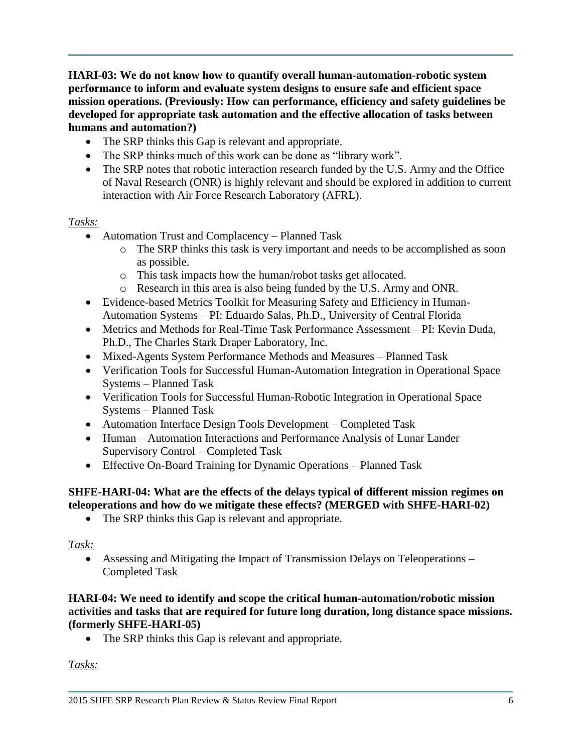**HARI-03: We do not know how to quantify overall human-automation-robotic system performance to inform and evaluate system designs to ensure safe and efficient space mission operations. (Previously: How can performance, efficiency and safety guidelines be developed for appropriate task automation and the effective allocation of tasks between humans and automation?)**

- The SRP thinks this Gap is relevant and appropriate.
- The SRP thinks much of this work can be done as "library work".
- The SRP notes that robotic interaction research funded by the U.S. Army and the Office of Naval Research (ONR) is highly relevant and should be explored in addition to current interaction with Air Force Research Laboratory (AFRL).

*Tasks:*

- Automation Trust and Complacency – Planned Task
  - The SRP thinks this task is very important and needs to be accomplished as soon as possible.
  - This task impacts how the human/robot tasks get allocated.
  - Research in this area is also being funded by the U.S. Army and ONR.
- Evidence-based Metrics Toolkit for Measuring Safety and Efficiency in Human-Automation Systems – PI: Eduardo Salas, Ph.D., University of Central Florida
- Metrics and Methods for Real-Time Task Performance Assessment – PI: Kevin Duda, Ph.D., The Charles Stark Draper Laboratory, Inc.
- Mixed-Agents System Performance Methods and Measures – Planned Task
- Verification Tools for Successful Human-Automation Integration in Operational Space Systems – Planned Task
- Verification Tools for Successful Human-Robotic Integration in Operational Space Systems – Planned Task
- Automation Interface Design Tools Development – Completed Task
- Human – Automation Interactions and Performance Analysis of Lunar Lander Supervisory Control – Completed Task
- Effective On-Board Training for Dynamic Operations – Planned Task

**SHFE-HARI-04: What are the effects of the delays typical of different mission regimes on teleoperations and how do we mitigate these effects? (MERGED with SHFE-HARI-02)**

- The SRP thinks this Gap is relevant and appropriate.

*Task:*

- Assessing and Mitigating the Impact of Transmission Delays on Teleoperations – Completed Task

**HARI-04: We need to identify and scope the critical human-automation/robotic mission activities and tasks that are required for future long duration, long distance space missions. (formerly SHFE-HARI-05)**

- The SRP thinks this Gap is relevant and appropriate.

*Tasks:*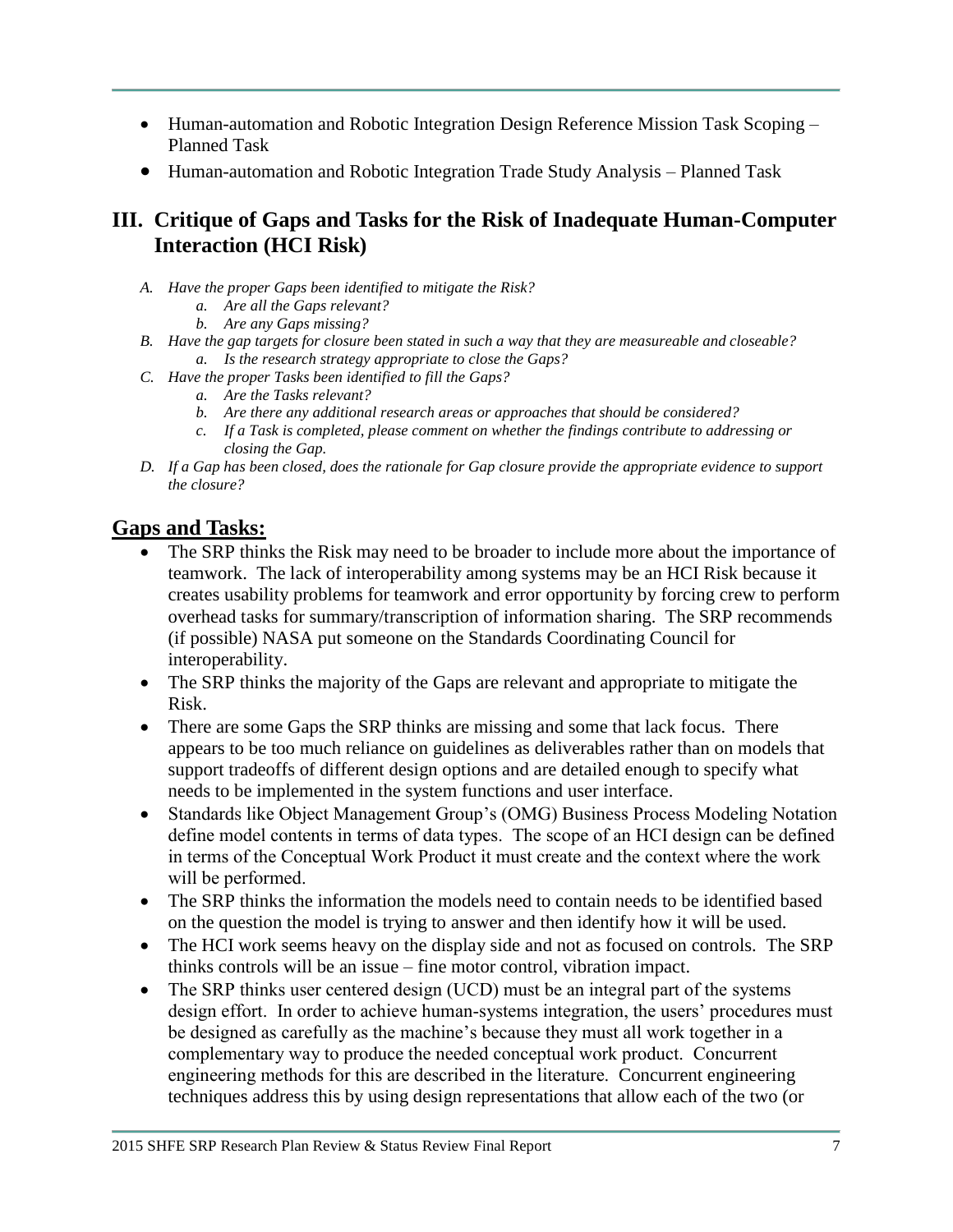- Human-automation and Robotic Integration Design Reference Mission Task Scoping – Planned Task
- Human-automation and Robotic Integration Trade Study Analysis – Planned Task

## III. Critique of Gaps and Tasks for the Risk of Inadequate Human-Computer Interaction (HCI Risk)

*A. Have the proper Gaps been identified to mitigate the Risk?*
   - *a. Are all the Gaps relevant?*
   - *b. Are any Gaps missing?*

*B. Have the gap targets for closure been stated in such a way that they are measureable and closeable?*
   - *a. Is the research strategy appropriate to close the Gaps?*

*C. Have the proper Tasks been identified to fill the Gaps?*
   - *a. Are the Tasks relevant?*
   - *b. Are there any additional research areas or approaches that should be considered?*
   - *c. If a Task is completed, please comment on whether the findings contribute to addressing or closing the Gap.*

*D. If a Gap has been closed, does the rationale for Gap closure provide the appropriate evidence to support the closure?*

## Gaps and Tasks:

- The SRP thinks the Risk may need to be broader to include more about the importance of teamwork. The lack of interoperability among systems may be an HCI Risk because it creates usability problems for teamwork and error opportunity by forcing crew to perform overhead tasks for summary/transcription of information sharing. The SRP recommends (if possible) NASA put someone on the Standards Coordinating Council for interoperability.
- The SRP thinks the majority of the Gaps are relevant and appropriate to mitigate the Risk.
- There are some Gaps the SRP thinks are missing and some that lack focus. There appears to be too much reliance on guidelines as deliverables rather than on models that support tradeoffs of different design options and are detailed enough to specify what needs to be implemented in the system functions and user interface.
- Standards like Object Management Group's (OMG) Business Process Modeling Notation define model contents in terms of data types. The scope of an HCI design can be defined in terms of the Conceptual Work Product it must create and the context where the work will be performed.
- The SRP thinks the information the models need to contain needs to be identified based on the question the model is trying to answer and then identify how it will be used.
- The HCI work seems heavy on the display side and not as focused on controls. The SRP thinks controls will be an issue – fine motor control, vibration impact.
- The SRP thinks user centered design (UCD) must be an integral part of the systems design effort. In order to achieve human-systems integration, the users' procedures must be designed as carefully as the machine's because they must all work together in a complementary way to produce the needed conceptual work product. Concurrent engineering methods for this are described in the literature. Concurrent engineering techniques address this by using design representations that allow each of the two (or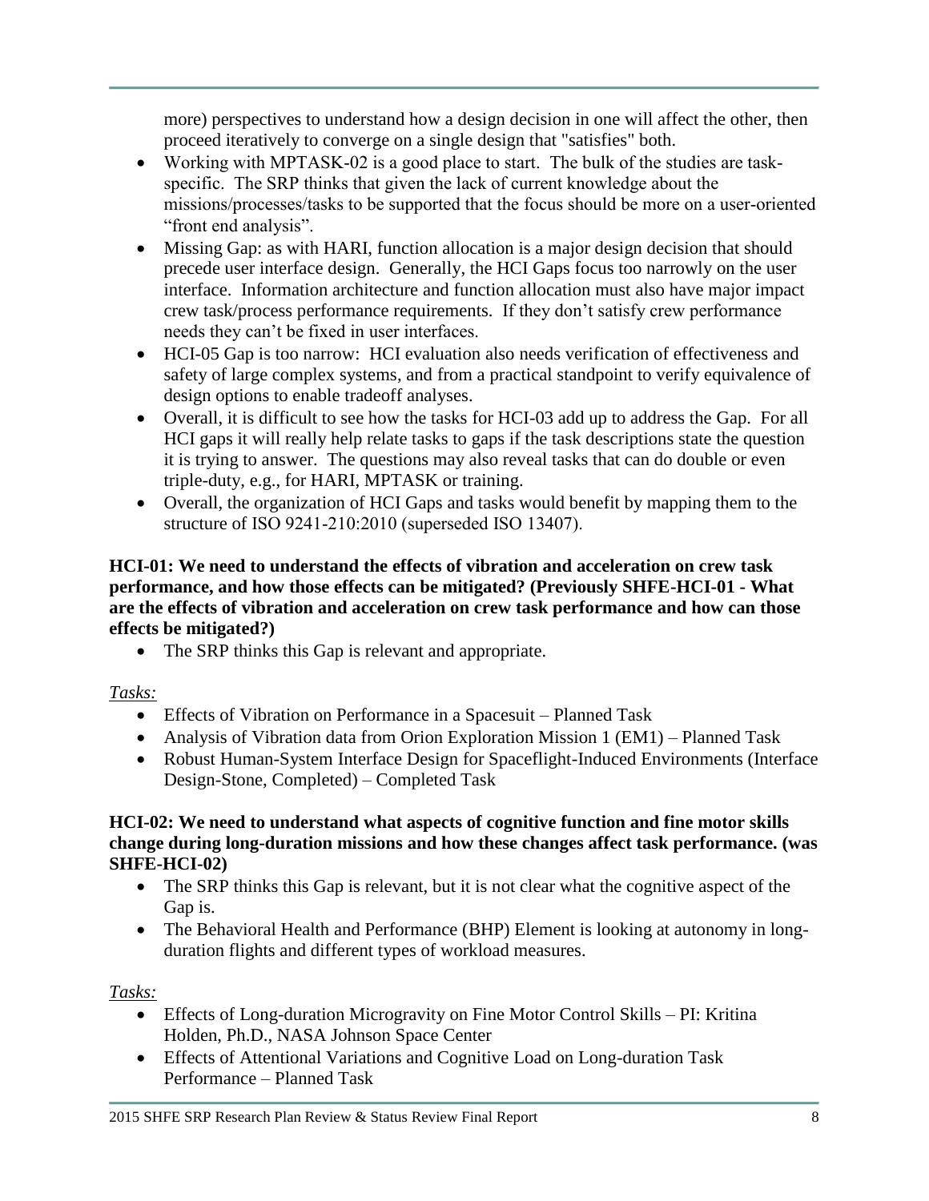more) perspectives to understand how a design decision in one will affect the other, then proceed iteratively to converge on a single design that "satisfies" both.

- Working with MPTASK-02 is a good place to start. The bulk of the studies are task-specific. The SRP thinks that given the lack of current knowledge about the missions/processes/tasks to be supported that the focus should be more on a user-oriented "front end analysis".
- Missing Gap: as with HARI, function allocation is a major design decision that should precede user interface design. Generally, the HCI Gaps focus too narrowly on the user interface. Information architecture and function allocation must also have major impact crew task/process performance requirements. If they don't satisfy crew performance needs they can't be fixed in user interfaces.
- HCI-05 Gap is too narrow: HCI evaluation also needs verification of effectiveness and safety of large complex systems, and from a practical standpoint to verify equivalence of design options to enable tradeoff analyses.
- Overall, it is difficult to see how the tasks for HCI-03 add up to address the Gap. For all HCI gaps it will really help relate tasks to gaps if the task descriptions state the question it is trying to answer. The questions may also reveal tasks that can do double or even triple-duty, e.g., for HARI, MPTASK or training.
- Overall, the organization of HCI Gaps and tasks would benefit by mapping them to the structure of ISO 9241-210:2010 (superseded ISO 13407).

**HCI-01: We need to understand the effects of vibration and acceleration on crew task performance, and how those effects can be mitigated? (Previously SHFE-HCI-01 - What are the effects of vibration and acceleration on crew task performance and how can those effects be mitigated?)**

- The SRP thinks this Gap is relevant and appropriate.

*Tasks:*

- Effects of Vibration on Performance in a Spacesuit – Planned Task
- Analysis of Vibration data from Orion Exploration Mission 1 (EM1) – Planned Task
- Robust Human-System Interface Design for Spaceflight-Induced Environments (Interface Design-Stone, Completed) – Completed Task

**HCI-02: We need to understand what aspects of cognitive function and fine motor skills change during long-duration missions and how these changes affect task performance. (was SHFE-HCI-02)**

- The SRP thinks this Gap is relevant, but it is not clear what the cognitive aspect of the Gap is.
- The Behavioral Health and Performance (BHP) Element is looking at autonomy in long-duration flights and different types of workload measures.

*Tasks:*

- Effects of Long-duration Microgravity on Fine Motor Control Skills – PI: Kritina Holden, Ph.D., NASA Johnson Space Center
- Effects of Attentional Variations and Cognitive Load on Long-duration Task Performance – Planned Task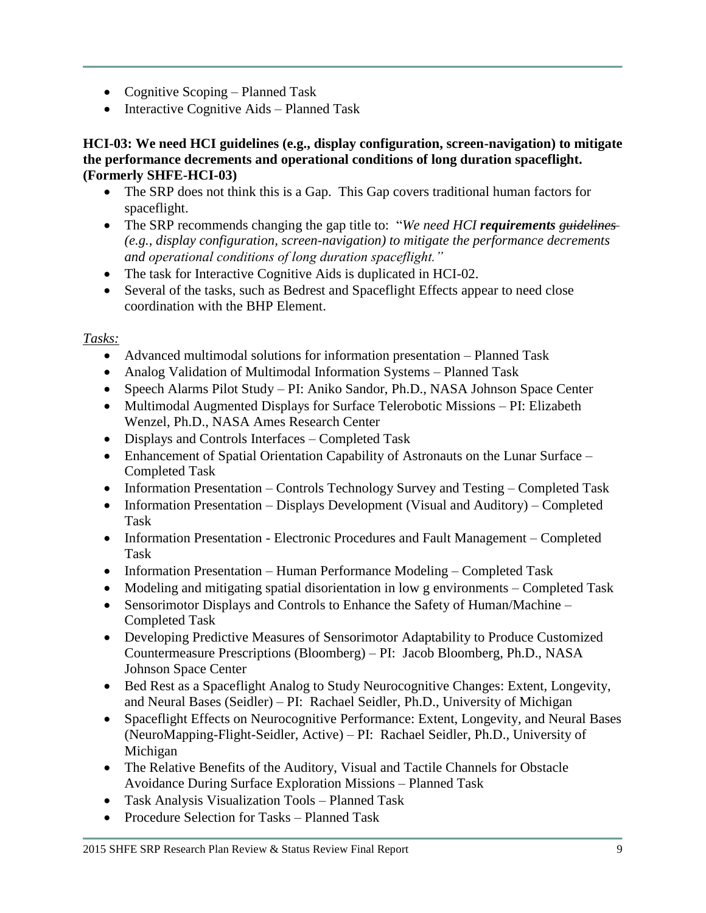- Cognitive Scoping – Planned Task
- Interactive Cognitive Aids – Planned Task

**HCI-03: We need HCI guidelines (e.g., display configuration, screen-navigation) to mitigate the performance decrements and operational conditions of long duration spaceflight. (Formerly SHFE-HCI-03)**

- The SRP does not think this is a Gap. This Gap covers traditional human factors for spaceflight.
- The SRP recommends changing the gap title to: "*We need HCI **requirements** ~~guidelines~~ (e.g., display configuration, screen-navigation) to mitigate the performance decrements and operational conditions of long duration spaceflight."*
- The task for Interactive Cognitive Aids is duplicated in HCI-02.
- Several of the tasks, such as Bedrest and Spaceflight Effects appear to need close coordination with the BHP Element.

*Tasks:*

- Advanced multimodal solutions for information presentation – Planned Task
- Analog Validation of Multimodal Information Systems – Planned Task
- Speech Alarms Pilot Study – PI: Aniko Sandor, Ph.D., NASA Johnson Space Center
- Multimodal Augmented Displays for Surface Telerobotic Missions – PI: Elizabeth Wenzel, Ph.D., NASA Ames Research Center
- Displays and Controls Interfaces – Completed Task
- Enhancement of Spatial Orientation Capability of Astronauts on the Lunar Surface – Completed Task
- Information Presentation – Controls Technology Survey and Testing – Completed Task
- Information Presentation – Displays Development (Visual and Auditory) – Completed Task
- Information Presentation - Electronic Procedures and Fault Management – Completed Task
- Information Presentation – Human Performance Modeling – Completed Task
- Modeling and mitigating spatial disorientation in low g environments – Completed Task
- Sensorimotor Displays and Controls to Enhance the Safety of Human/Machine – Completed Task
- Developing Predictive Measures of Sensorimotor Adaptability to Produce Customized Countermeasure Prescriptions (Bloomberg) – PI: Jacob Bloomberg, Ph.D., NASA Johnson Space Center
- Bed Rest as a Spaceflight Analog to Study Neurocognitive Changes: Extent, Longevity, and Neural Bases (Seidler) – PI: Rachael Seidler, Ph.D., University of Michigan
- Spaceflight Effects on Neurocognitive Performance: Extent, Longevity, and Neural Bases (NeuroMapping-Flight-Seidler, Active) – PI: Rachael Seidler, Ph.D., University of Michigan
- The Relative Benefits of the Auditory, Visual and Tactile Channels for Obstacle Avoidance During Surface Exploration Missions – Planned Task
- Task Analysis Visualization Tools – Planned Task
- Procedure Selection for Tasks – Planned Task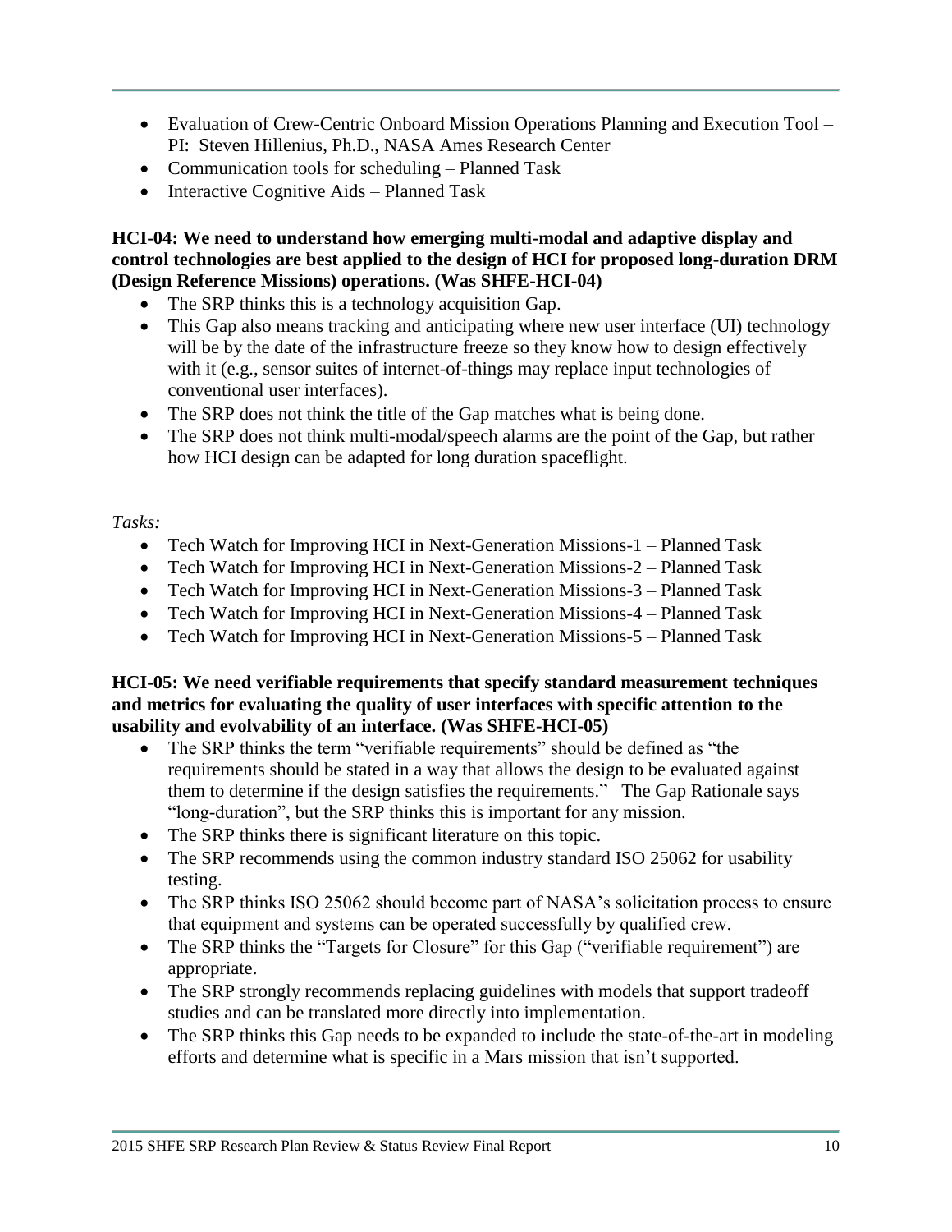- Evaluation of Crew-Centric Onboard Mission Operations Planning and Execution Tool – PI: Steven Hillenius, Ph.D., NASA Ames Research Center
- Communication tools for scheduling – Planned Task
- Interactive Cognitive Aids – Planned Task

**HCI-04: We need to understand how emerging multi-modal and adaptive display and control technologies are best applied to the design of HCI for proposed long-duration DRM (Design Reference Missions) operations. (Was SHFE-HCI-04)**

- The SRP thinks this is a technology acquisition Gap.
- This Gap also means tracking and anticipating where new user interface (UI) technology will be by the date of the infrastructure freeze so they know how to design effectively with it (e.g., sensor suites of internet-of-things may replace input technologies of conventional user interfaces).
- The SRP does not think the title of the Gap matches what is being done.
- The SRP does not think multi-modal/speech alarms are the point of the Gap, but rather how HCI design can be adapted for long duration spaceflight.

*Tasks:*

- Tech Watch for Improving HCI in Next-Generation Missions-1 – Planned Task
- Tech Watch for Improving HCI in Next-Generation Missions-2 – Planned Task
- Tech Watch for Improving HCI in Next-Generation Missions-3 – Planned Task
- Tech Watch for Improving HCI in Next-Generation Missions-4 – Planned Task
- Tech Watch for Improving HCI in Next-Generation Missions-5 – Planned Task

**HCI-05: We need verifiable requirements that specify standard measurement techniques and metrics for evaluating the quality of user interfaces with specific attention to the usability and evolvability of an interface. (Was SHFE-HCI-05)**

- The SRP thinks the term "verifiable requirements" should be defined as "the requirements should be stated in a way that allows the design to be evaluated against them to determine if the design satisfies the requirements." The Gap Rationale says "long-duration", but the SRP thinks this is important for any mission.
- The SRP thinks there is significant literature on this topic.
- The SRP recommends using the common industry standard ISO 25062 for usability testing.
- The SRP thinks ISO 25062 should become part of NASA's solicitation process to ensure that equipment and systems can be operated successfully by qualified crew.
- The SRP thinks the "Targets for Closure" for this Gap ("verifiable requirement") are appropriate.
- The SRP strongly recommends replacing guidelines with models that support tradeoff studies and can be translated more directly into implementation.
- The SRP thinks this Gap needs to be expanded to include the state-of-the-art in modeling efforts and determine what is specific in a Mars mission that isn't supported.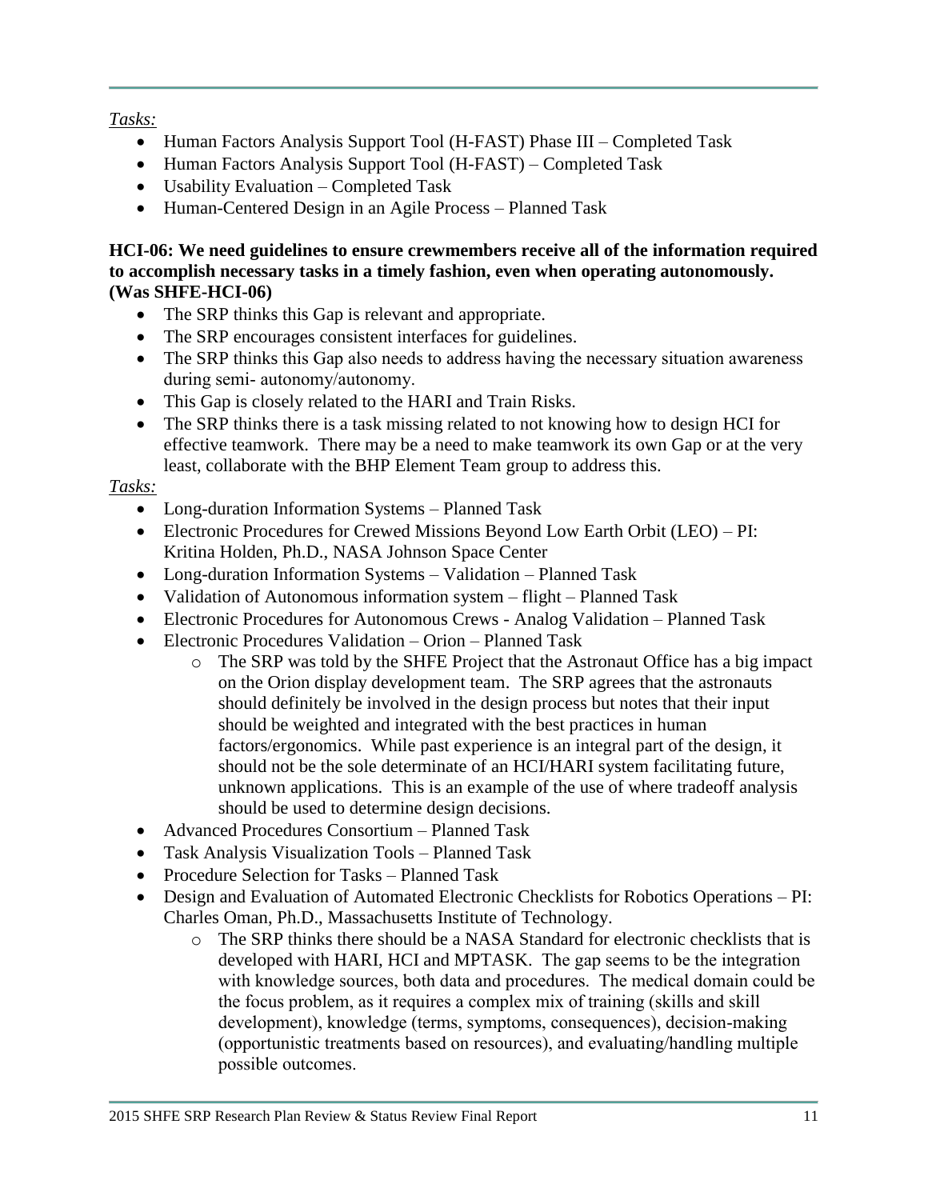*Tasks:*

- Human Factors Analysis Support Tool (H-FAST) Phase III – Completed Task
- Human Factors Analysis Support Tool (H-FAST) – Completed Task
- Usability Evaluation – Completed Task
- Human-Centered Design in an Agile Process – Planned Task

**HCI-06: We need guidelines to ensure crewmembers receive all of the information required to accomplish necessary tasks in a timely fashion, even when operating autonomously. (Was SHFE-HCI-06)**

- The SRP thinks this Gap is relevant and appropriate.
- The SRP encourages consistent interfaces for guidelines.
- The SRP thinks this Gap also needs to address having the necessary situation awareness during semi- autonomy/autonomy.
- This Gap is closely related to the HARI and Train Risks.
- The SRP thinks there is a task missing related to not knowing how to design HCI for effective teamwork. There may be a need to make teamwork its own Gap or at the very least, collaborate with the BHP Element Team group to address this.

*Tasks:*

- Long-duration Information Systems – Planned Task
- Electronic Procedures for Crewed Missions Beyond Low Earth Orbit (LEO) – PI: Kritina Holden, Ph.D., NASA Johnson Space Center
- Long-duration Information Systems – Validation – Planned Task
- Validation of Autonomous information system – flight – Planned Task
- Electronic Procedures for Autonomous Crews - Analog Validation – Planned Task
- Electronic Procedures Validation – Orion – Planned Task
  - The SRP was told by the SHFE Project that the Astronaut Office has a big impact on the Orion display development team. The SRP agrees that the astronauts should definitely be involved in the design process but notes that their input should be weighted and integrated with the best practices in human factors/ergonomics. While past experience is an integral part of the design, it should not be the sole determinate of an HCI/HARI system facilitating future, unknown applications. This is an example of the use of where tradeoff analysis should be used to determine design decisions.
- Advanced Procedures Consortium – Planned Task
- Task Analysis Visualization Tools – Planned Task
- Procedure Selection for Tasks – Planned Task
- Design and Evaluation of Automated Electronic Checklists for Robotics Operations – PI: Charles Oman, Ph.D., Massachusetts Institute of Technology.
  - The SRP thinks there should be a NASA Standard for electronic checklists that is developed with HARI, HCI and MPTASK. The gap seems to be the integration with knowledge sources, both data and procedures. The medical domain could be the focus problem, as it requires a complex mix of training (skills and skill development), knowledge (terms, symptoms, consequences), decision-making (opportunistic treatments based on resources), and evaluating/handling multiple possible outcomes.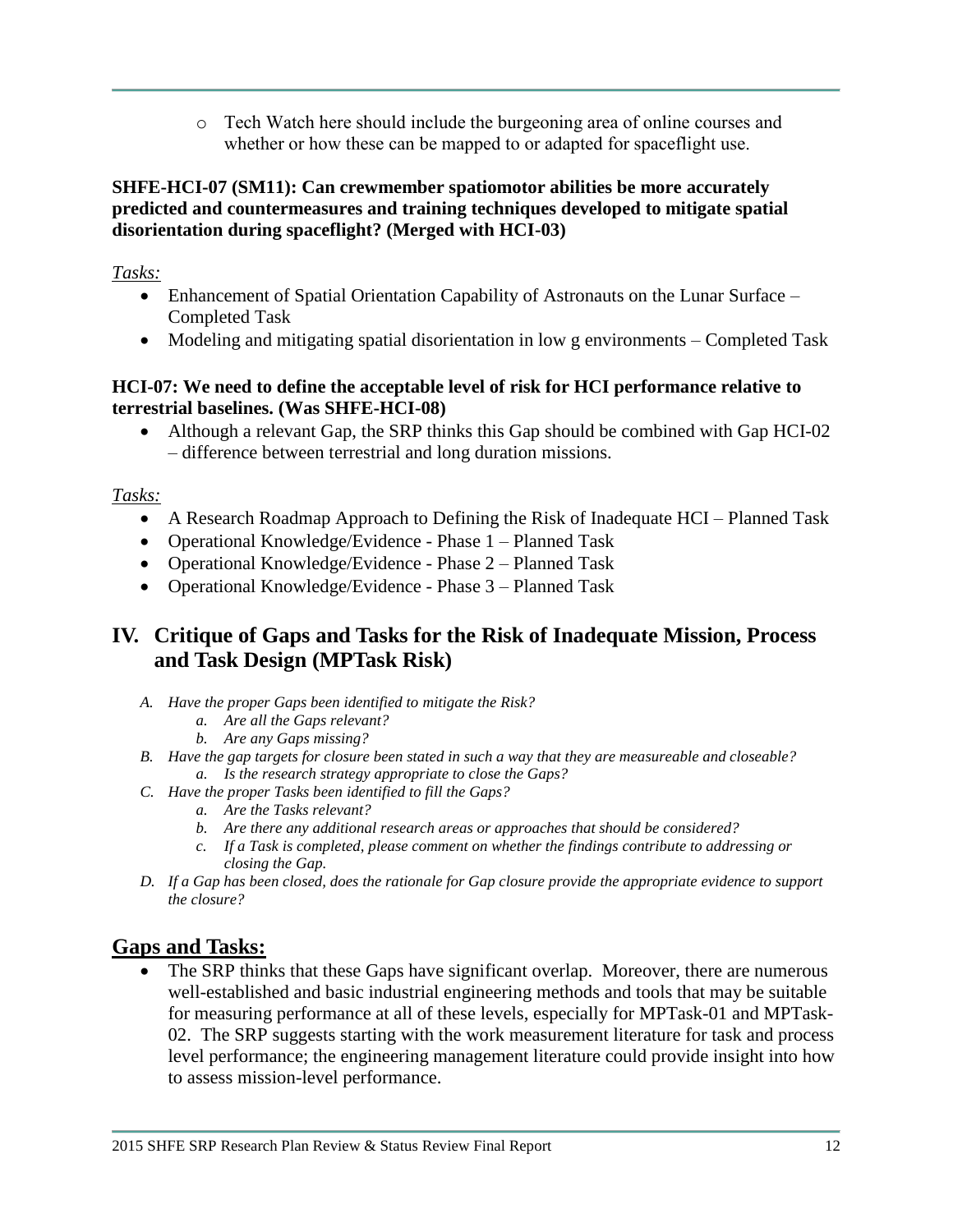- Tech Watch here should include the burgeoning area of online courses and whether or how these can be mapped to or adapted for spaceflight use.

**SHFE-HCI-07 (SM11): Can crewmember spatiomotor abilities be more accurately predicted and countermeasures and training techniques developed to mitigate spatial disorientation during spaceflight? (Merged with HCI-03)**

*Tasks:*

- Enhancement of Spatial Orientation Capability of Astronauts on the Lunar Surface – Completed Task
- Modeling and mitigating spatial disorientation in low g environments – Completed Task

**HCI-07: We need to define the acceptable level of risk for HCI performance relative to terrestrial baselines. (Was SHFE-HCI-08)**

- Although a relevant Gap, the SRP thinks this Gap should be combined with Gap HCI-02 – difference between terrestrial and long duration missions.

*Tasks:*

- A Research Roadmap Approach to Defining the Risk of Inadequate HCI – Planned Task
- Operational Knowledge/Evidence - Phase 1 – Planned Task
- Operational Knowledge/Evidence - Phase 2 – Planned Task
- Operational Knowledge/Evidence - Phase 3 – Planned Task

## IV. Critique of Gaps and Tasks for the Risk of Inadequate Mission, Process and Task Design (MPTask Risk)

*A. Have the proper Gaps been identified to mitigate the Risk?*
   *a. Are all the Gaps relevant?*
   *b. Are any Gaps missing?*
*B. Have the gap targets for closure been stated in such a way that they are measureable and closeable?*
   *a. Is the research strategy appropriate to close the Gaps?*
*C. Have the proper Tasks been identified to fill the Gaps?*
   *a. Are the Tasks relevant?*
   *b. Are there any additional research areas or approaches that should be considered?*
   *c. If a Task is completed, please comment on whether the findings contribute to addressing or closing the Gap.*
*D. If a Gap has been closed, does the rationale for Gap closure provide the appropriate evidence to support the closure?*

### Gaps and Tasks:

- The SRP thinks that these Gaps have significant overlap. Moreover, there are numerous well-established and basic industrial engineering methods and tools that may be suitable for measuring performance at all of these levels, especially for MPTask-01 and MPTask-02. The SRP suggests starting with the work measurement literature for task and process level performance; the engineering management literature could provide insight into how to assess mission-level performance.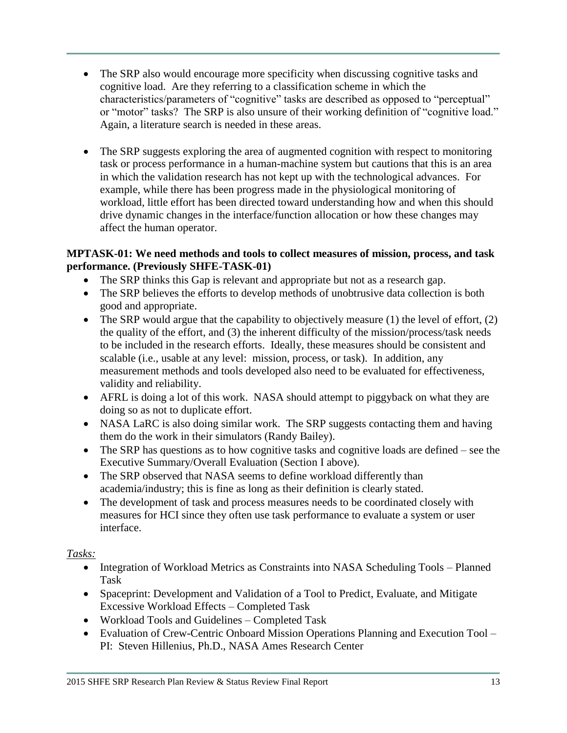- The SRP also would encourage more specificity when discussing cognitive tasks and cognitive load. Are they referring to a classification scheme in which the characteristics/parameters of "cognitive" tasks are described as opposed to "perceptual" or "motor" tasks? The SRP is also unsure of their working definition of "cognitive load." Again, a literature search is needed in these areas.

- The SRP suggests exploring the area of augmented cognition with respect to monitoring task or process performance in a human-machine system but cautions that this is an area in which the validation research has not kept up with the technological advances. For example, while there has been progress made in the physiological monitoring of workload, little effort has been directed toward understanding how and when this should drive dynamic changes in the interface/function allocation or how these changes may affect the human operator.

**MPTASK-01: We need methods and tools to collect measures of mission, process, and task performance. (Previously SHFE-TASK-01)**

- The SRP thinks this Gap is relevant and appropriate but not as a research gap.
- The SRP believes the efforts to develop methods of unobtrusive data collection is both good and appropriate.
- The SRP would argue that the capability to objectively measure (1) the level of effort, (2) the quality of the effort, and (3) the inherent difficulty of the mission/process/task needs to be included in the research efforts. Ideally, these measures should be consistent and scalable (i.e., usable at any level: mission, process, or task). In addition, any measurement methods and tools developed also need to be evaluated for effectiveness, validity and reliability.
- AFRL is doing a lot of this work. NASA should attempt to piggyback on what they are doing so as not to duplicate effort.
- NASA LaRC is also doing similar work. The SRP suggests contacting them and having them do the work in their simulators (Randy Bailey).
- The SRP has questions as to how cognitive tasks and cognitive loads are defined – see the Executive Summary/Overall Evaluation (Section I above).
- The SRP observed that NASA seems to define workload differently than academia/industry; this is fine as long as their definition is clearly stated.
- The development of task and process measures needs to be coordinated closely with measures for HCI since they often use task performance to evaluate a system or user interface.

*Tasks:*

- Integration of Workload Metrics as Constraints into NASA Scheduling Tools – Planned Task
- Spaceprint: Development and Validation of a Tool to Predict, Evaluate, and Mitigate Excessive Workload Effects – Completed Task
- Workload Tools and Guidelines – Completed Task
- Evaluation of Crew-Centric Onboard Mission Operations Planning and Execution Tool – PI: Steven Hillenius, Ph.D., NASA Ames Research Center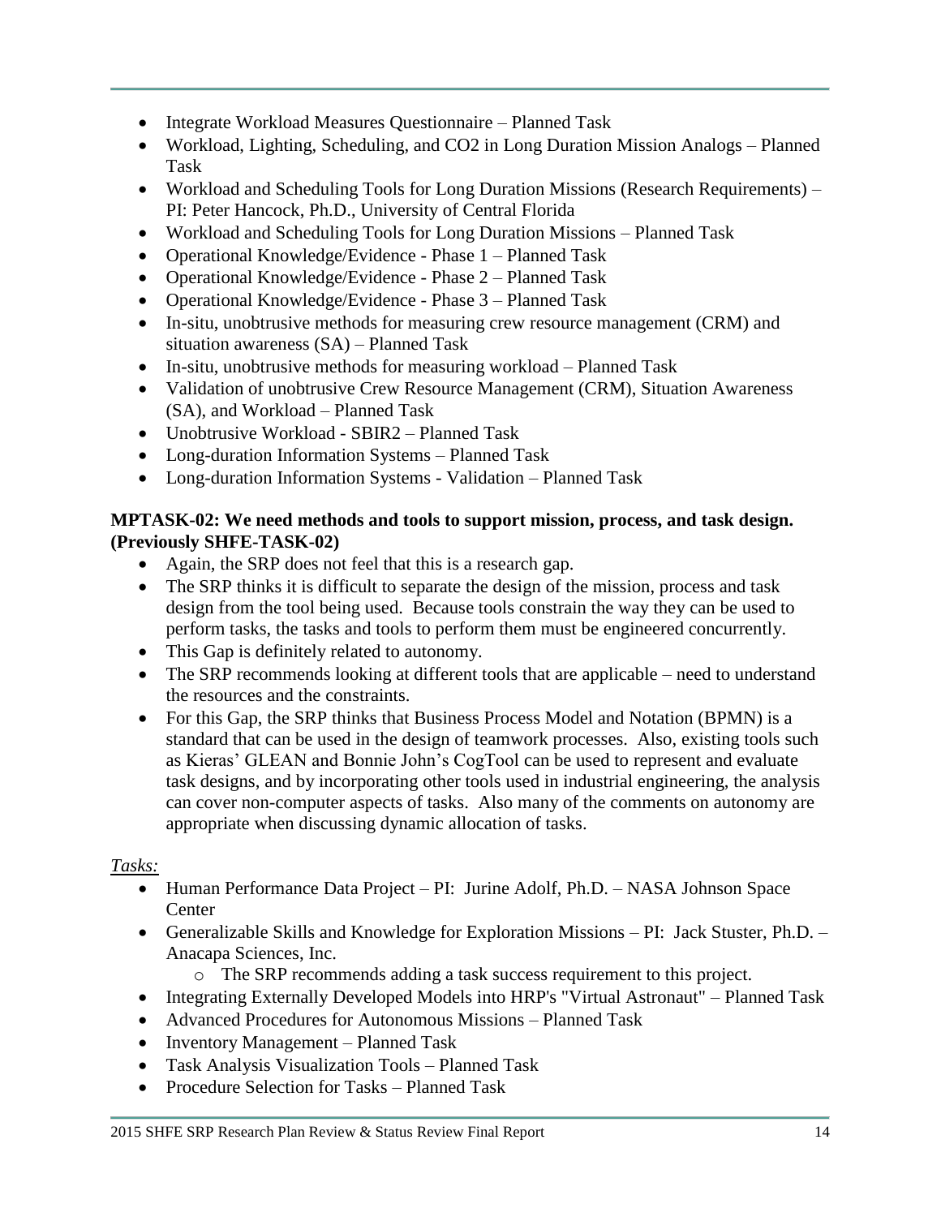- Integrate Workload Measures Questionnaire – Planned Task
- Workload, Lighting, Scheduling, and CO2 in Long Duration Mission Analogs – Planned Task
- Workload and Scheduling Tools for Long Duration Missions (Research Requirements) – PI: Peter Hancock, Ph.D., University of Central Florida
- Workload and Scheduling Tools for Long Duration Missions – Planned Task
- Operational Knowledge/Evidence - Phase 1 – Planned Task
- Operational Knowledge/Evidence - Phase 2 – Planned Task
- Operational Knowledge/Evidence - Phase 3 – Planned Task
- In-situ, unobtrusive methods for measuring crew resource management (CRM) and situation awareness (SA) – Planned Task
- In-situ, unobtrusive methods for measuring workload – Planned Task
- Validation of unobtrusive Crew Resource Management (CRM), Situation Awareness (SA), and Workload – Planned Task
- Unobtrusive Workload - SBIR2 – Planned Task
- Long-duration Information Systems – Planned Task
- Long-duration Information Systems - Validation – Planned Task

**MPTASK-02: We need methods and tools to support mission, process, and task design. (Previously SHFE-TASK-02)**

- Again, the SRP does not feel that this is a research gap.
- The SRP thinks it is difficult to separate the design of the mission, process and task design from the tool being used. Because tools constrain the way they can be used to perform tasks, the tasks and tools to perform them must be engineered concurrently.
- This Gap is definitely related to autonomy.
- The SRP recommends looking at different tools that are applicable – need to understand the resources and the constraints.
- For this Gap, the SRP thinks that Business Process Model and Notation (BPMN) is a standard that can be used in the design of teamwork processes. Also, existing tools such as Kieras' GLEAN and Bonnie John's CogTool can be used to represent and evaluate task designs, and by incorporating other tools used in industrial engineering, the analysis can cover non-computer aspects of tasks. Also many of the comments on autonomy are appropriate when discussing dynamic allocation of tasks.

*Tasks:*

- Human Performance Data Project – PI: Jurine Adolf, Ph.D. – NASA Johnson Space Center
- Generalizable Skills and Knowledge for Exploration Missions – PI: Jack Stuster, Ph.D. – Anacapa Sciences, Inc.
  - The SRP recommends adding a task success requirement to this project.
- Integrating Externally Developed Models into HRP's "Virtual Astronaut" – Planned Task
- Advanced Procedures for Autonomous Missions – Planned Task
- Inventory Management – Planned Task
- Task Analysis Visualization Tools – Planned Task
- Procedure Selection for Tasks – Planned Task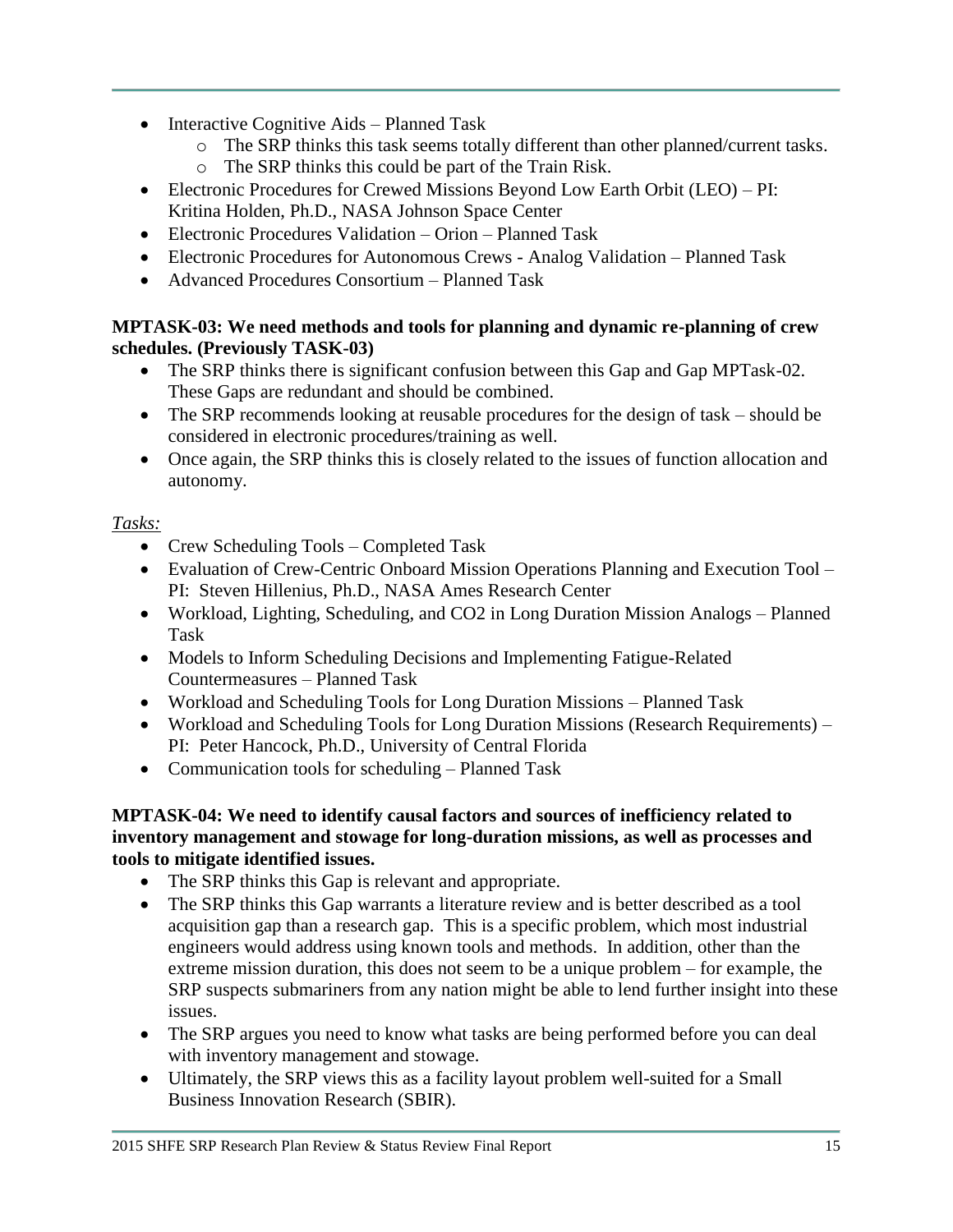- Interactive Cognitive Aids – Planned Task
    - The SRP thinks this task seems totally different than other planned/current tasks.
    - The SRP thinks this could be part of the Train Risk.
- Electronic Procedures for Crewed Missions Beyond Low Earth Orbit (LEO) – PI: Kritina Holden, Ph.D., NASA Johnson Space Center
- Electronic Procedures Validation – Orion – Planned Task
- Electronic Procedures for Autonomous Crews - Analog Validation – Planned Task
- Advanced Procedures Consortium – Planned Task

**MPTASK-03: We need methods and tools for planning and dynamic re-planning of crew schedules. (Previously TASK-03)**

- The SRP thinks there is significant confusion between this Gap and Gap MPTask-02. These Gaps are redundant and should be combined.
- The SRP recommends looking at reusable procedures for the design of task – should be considered in electronic procedures/training as well.
- Once again, the SRP thinks this is closely related to the issues of function allocation and autonomy.

*Tasks:*

- Crew Scheduling Tools – Completed Task
- Evaluation of Crew-Centric Onboard Mission Operations Planning and Execution Tool – PI: Steven Hillenius, Ph.D., NASA Ames Research Center
- Workload, Lighting, Scheduling, and CO2 in Long Duration Mission Analogs – Planned Task
- Models to Inform Scheduling Decisions and Implementing Fatigue-Related Countermeasures – Planned Task
- Workload and Scheduling Tools for Long Duration Missions – Planned Task
- Workload and Scheduling Tools for Long Duration Missions (Research Requirements) – PI: Peter Hancock, Ph.D., University of Central Florida
- Communication tools for scheduling – Planned Task

**MPTASK-04: We need to identify causal factors and sources of inefficiency related to inventory management and stowage for long-duration missions, as well as processes and tools to mitigate identified issues.**

- The SRP thinks this Gap is relevant and appropriate.
- The SRP thinks this Gap warrants a literature review and is better described as a tool acquisition gap than a research gap. This is a specific problem, which most industrial engineers would address using known tools and methods. In addition, other than the extreme mission duration, this does not seem to be a unique problem – for example, the SRP suspects submariners from any nation might be able to lend further insight into these issues.
- The SRP argues you need to know what tasks are being performed before you can deal with inventory management and stowage.
- Ultimately, the SRP views this as a facility layout problem well-suited for a Small Business Innovation Research (SBIR).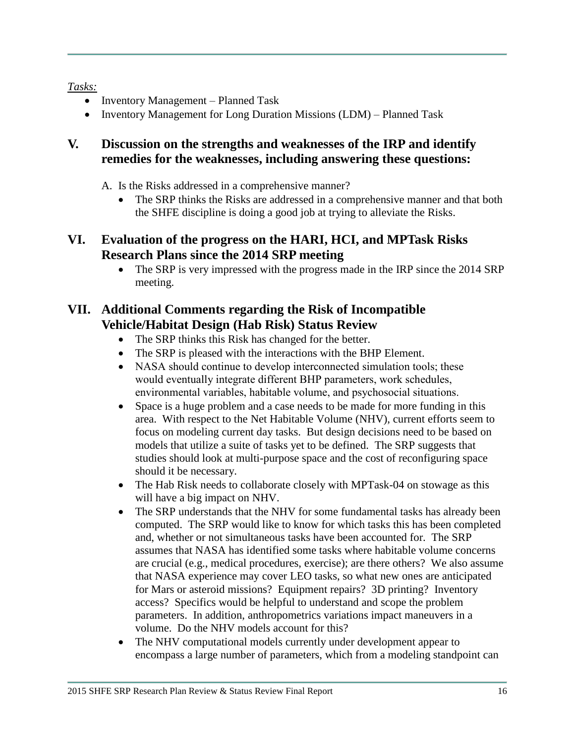*Tasks:*

- Inventory Management – Planned Task
- Inventory Management for Long Duration Missions (LDM) – Planned Task

## V. Discussion on the strengths and weaknesses of the IRP and identify remedies for the weaknesses, including answering these questions:

A. Is the Risks addressed in a comprehensive manner?

- The SRP thinks the Risks are addressed in a comprehensive manner and that both the SHFE discipline is doing a good job at trying to alleviate the Risks.

## VI. Evaluation of the progress on the HARI, HCI, and MPTask Risks Research Plans since the 2014 SRP meeting

- The SRP is very impressed with the progress made in the IRP since the 2014 SRP meeting.

## VII. Additional Comments regarding the Risk of Incompatible Vehicle/Habitat Design (Hab Risk) Status Review

- The SRP thinks this Risk has changed for the better.
- The SRP is pleased with the interactions with the BHP Element.
- NASA should continue to develop interconnected simulation tools; these would eventually integrate different BHP parameters, work schedules, environmental variables, habitable volume, and psychosocial situations.
- Space is a huge problem and a case needs to be made for more funding in this area. With respect to the Net Habitable Volume (NHV), current efforts seem to focus on modeling current day tasks. But design decisions need to be based on models that utilize a suite of tasks yet to be defined. The SRP suggests that studies should look at multi-purpose space and the cost of reconfiguring space should it be necessary.
- The Hab Risk needs to collaborate closely with MPTask-04 on stowage as this will have a big impact on NHV.
- The SRP understands that the NHV for some fundamental tasks has already been computed. The SRP would like to know for which tasks this has been completed and, whether or not simultaneous tasks have been accounted for. The SRP assumes that NASA has identified some tasks where habitable volume concerns are crucial (e.g., medical procedures, exercise); are there others? We also assume that NASA experience may cover LEO tasks, so what new ones are anticipated for Mars or asteroid missions? Equipment repairs? 3D printing? Inventory access? Specifics would be helpful to understand and scope the problem parameters. In addition, anthropometrics variations impact maneuvers in a volume. Do the NHV models account for this?
- The NHV computational models currently under development appear to encompass a large number of parameters, which from a modeling standpoint can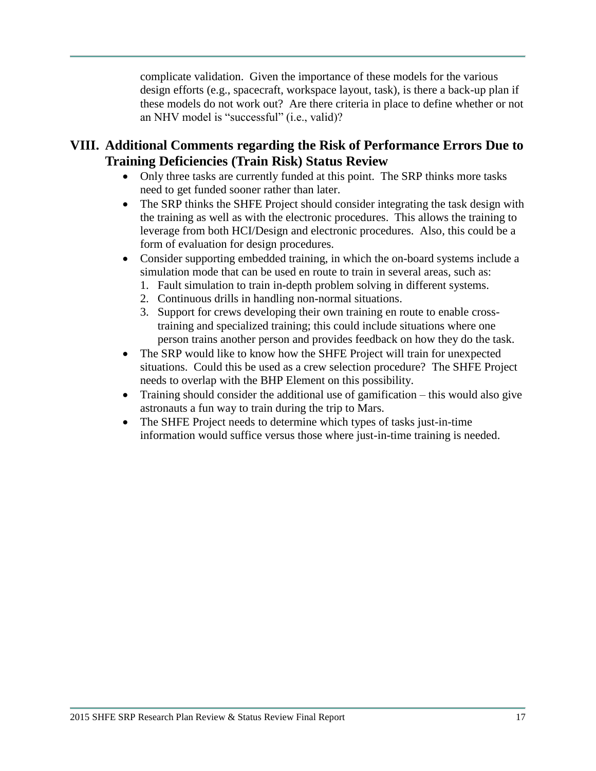complicate validation. Given the importance of these models for the various design efforts (e.g., spacecraft, workspace layout, task), is there a back-up plan if these models do not work out? Are there criteria in place to define whether or not an NHV model is "successful" (i.e., valid)?

## VIII. Additional Comments regarding the Risk of Performance Errors Due to Training Deficiencies (Train Risk) Status Review

- Only three tasks are currently funded at this point. The SRP thinks more tasks need to get funded sooner rather than later.
- The SRP thinks the SHFE Project should consider integrating the task design with the training as well as with the electronic procedures. This allows the training to leverage from both HCI/Design and electronic procedures. Also, this could be a form of evaluation for design procedures.
- Consider supporting embedded training, in which the on-board systems include a simulation mode that can be used en route to train in several areas, such as:
  1. Fault simulation to train in-depth problem solving in different systems.
  2. Continuous drills in handling non-normal situations.
  3. Support for crews developing their own training en route to enable cross-training and specialized training; this could include situations where one person trains another person and provides feedback on how they do the task.
- The SRP would like to know how the SHFE Project will train for unexpected situations. Could this be used as a crew selection procedure? The SHFE Project needs to overlap with the BHP Element on this possibility.
- Training should consider the additional use of gamification – this would also give astronauts a fun way to train during the trip to Mars.
- The SHFE Project needs to determine which types of tasks just-in-time information would suffice versus those where just-in-time training is needed.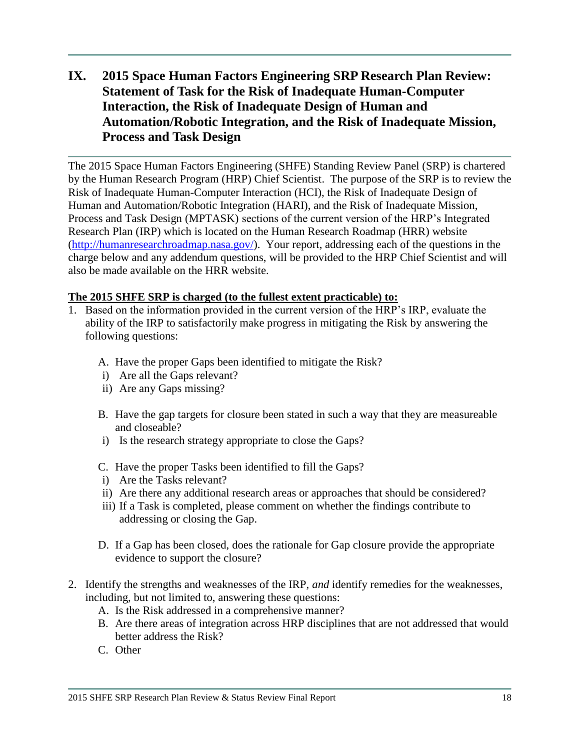# IX. 2015 Space Human Factors Engineering SRP Research Plan Review: Statement of Task for the Risk of Inadequate Human-Computer Interaction, the Risk of Inadequate Design of Human and Automation/Robotic Integration, and the Risk of Inadequate Mission, Process and Task Design

The 2015 Space Human Factors Engineering (SHFE) Standing Review Panel (SRP) is chartered by the Human Research Program (HRP) Chief Scientist. The purpose of the SRP is to review the Risk of Inadequate Human-Computer Interaction (HCI), the Risk of Inadequate Design of Human and Automation/Robotic Integration (HARI), and the Risk of Inadequate Mission, Process and Task Design (MPTASK) sections of the current version of the HRP's Integrated Research Plan (IRP) which is located on the Human Research Roadmap (HRR) website (http://humanresearchroadmap.nasa.gov/). Your report, addressing each of the questions in the charge below and any addendum questions, will be provided to the HRP Chief Scientist and will also be made available on the HRR website.

**The 2015 SHFE SRP is charged (to the fullest extent practicable) to:**

1. Based on the information provided in the current version of the HRP's IRP, evaluate the ability of the IRP to satisfactorily make progress in mitigating the Risk by answering the following questions:

   A. Have the proper Gaps been identified to mitigate the Risk?
      i) Are all the Gaps relevant?
      ii) Are any Gaps missing?

   B. Have the gap targets for closure been stated in such a way that they are measureable and closeable?
      i) Is the research strategy appropriate to close the Gaps?

   C. Have the proper Tasks been identified to fill the Gaps?
      i) Are the Tasks relevant?
      ii) Are there any additional research areas or approaches that should be considered?
      iii) If a Task is completed, please comment on whether the findings contribute to addressing or closing the Gap.

   D. If a Gap has been closed, does the rationale for Gap closure provide the appropriate evidence to support the closure?

2. Identify the strengths and weaknesses of the IRP, *and* identify remedies for the weaknesses, including, but not limited to, answering these questions:
   A. Is the Risk addressed in a comprehensive manner?
   B. Are there areas of integration across HRP disciplines that are not addressed that would better address the Risk?
   C. Other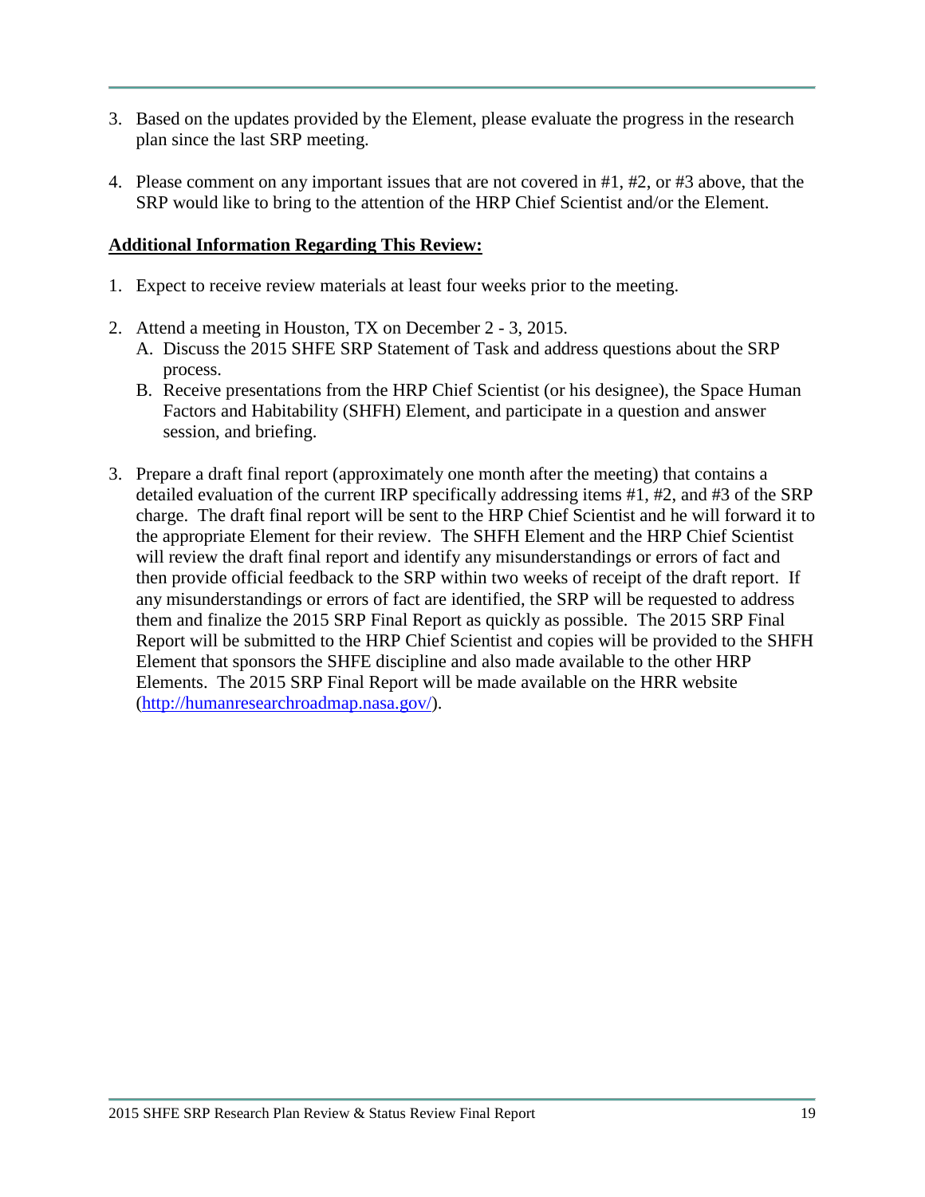3. Based on the updates provided by the Element, please evaluate the progress in the research plan since the last SRP meeting.

4. Please comment on any important issues that are not covered in #1, #2, or #3 above, that the SRP would like to bring to the attention of the HRP Chief Scientist and/or the Element.

**Additional Information Regarding This Review:**

1. Expect to receive review materials at least four weeks prior to the meeting.

2. Attend a meeting in Houston, TX on December 2 - 3, 2015.
   A. Discuss the 2015 SHFE SRP Statement of Task and address questions about the SRP process.
   B. Receive presentations from the HRP Chief Scientist (or his designee), the Space Human Factors and Habitability (SHFH) Element, and participate in a question and answer session, and briefing.

3. Prepare a draft final report (approximately one month after the meeting) that contains a detailed evaluation of the current IRP specifically addressing items #1, #2, and #3 of the SRP charge. The draft final report will be sent to the HRP Chief Scientist and he will forward it to the appropriate Element for their review. The SHFH Element and the HRP Chief Scientist will review the draft final report and identify any misunderstandings or errors of fact and then provide official feedback to the SRP within two weeks of receipt of the draft report. If any misunderstandings or errors of fact are identified, the SRP will be requested to address them and finalize the 2015 SRP Final Report as quickly as possible. The 2015 SRP Final Report will be submitted to the HRP Chief Scientist and copies will be provided to the SHFH Element that sponsors the SHFE discipline and also made available to the other HRP Elements. The 2015 SRP Final Report will be made available on the HRR website (http://humanresearchroadmap.nasa.gov/).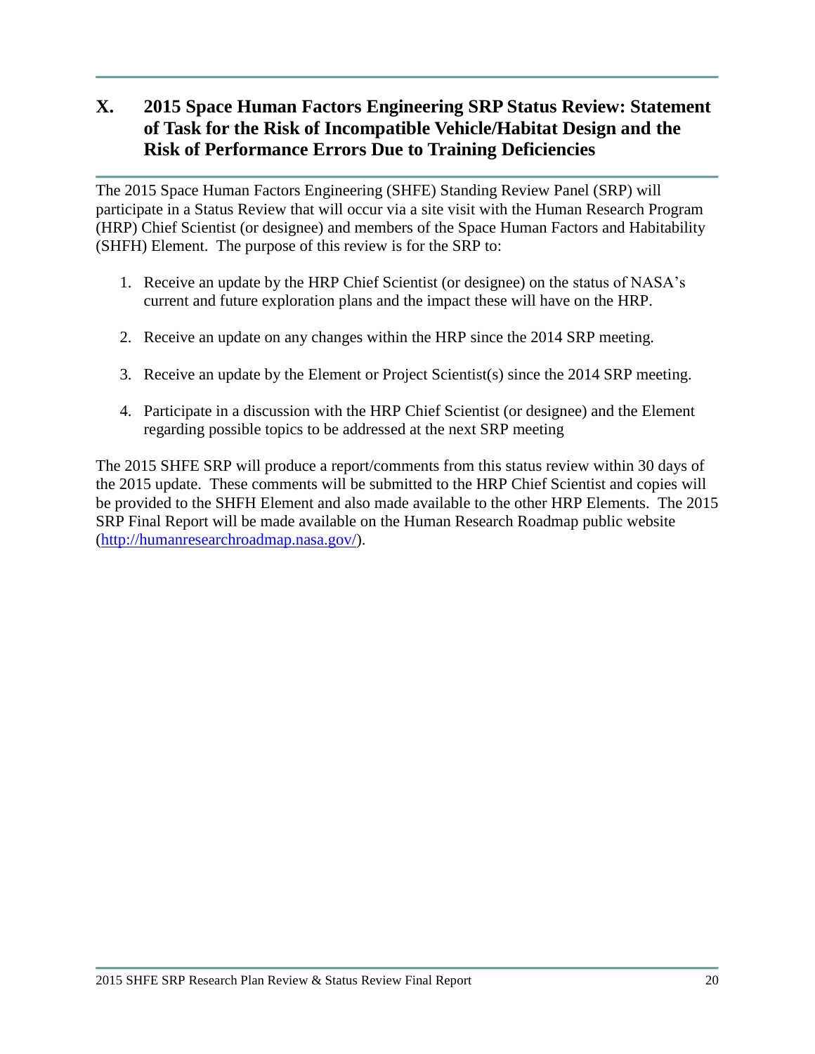## X. 2015 Space Human Factors Engineering SRP Status Review: Statement of Task for the Risk of Incompatible Vehicle/Habitat Design and the Risk of Performance Errors Due to Training Deficiencies

The 2015 Space Human Factors Engineering (SHFE) Standing Review Panel (SRP) will participate in a Status Review that will occur via a site visit with the Human Research Program (HRP) Chief Scientist (or designee) and members of the Space Human Factors and Habitability (SHFH) Element. The purpose of this review is for the SRP to:

1. Receive an update by the HRP Chief Scientist (or designee) on the status of NASA's current and future exploration plans and the impact these will have on the HRP.
2. Receive an update on any changes within the HRP since the 2014 SRP meeting.
3. Receive an update by the Element or Project Scientist(s) since the 2014 SRP meeting.
4. Participate in a discussion with the HRP Chief Scientist (or designee) and the Element regarding possible topics to be addressed at the next SRP meeting

The 2015 SHFE SRP will produce a report/comments from this status review within 30 days of the 2015 update. These comments will be submitted to the HRP Chief Scientist and copies will be provided to the SHFH Element and also made available to the other HRP Elements. The 2015 SRP Final Report will be made available on the Human Research Roadmap public website (http://humanresearchroadmap.nasa.gov/).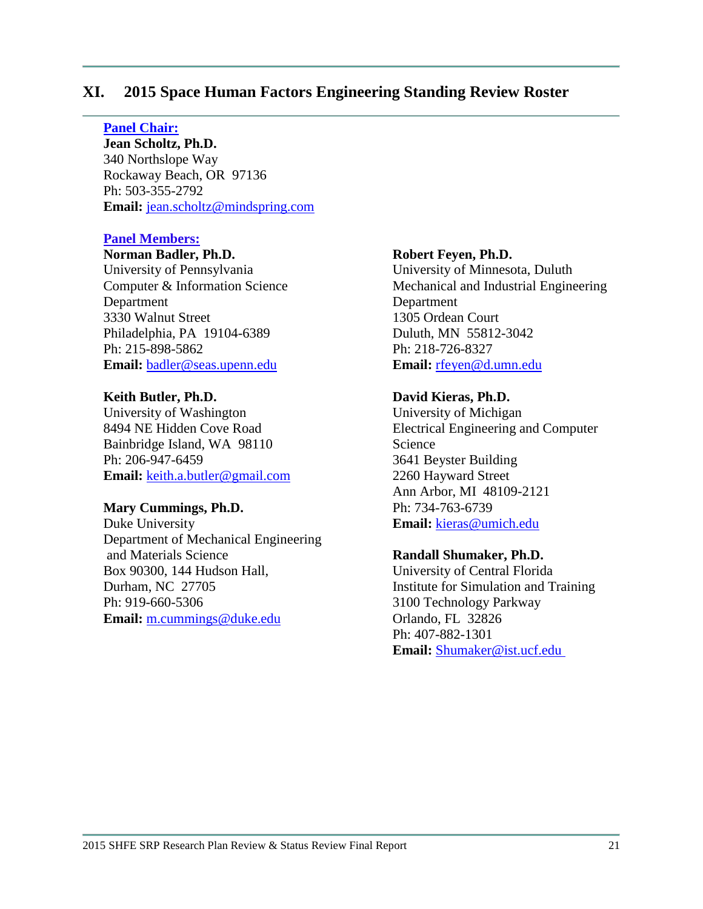# XI. 2015 Space Human Factors Engineering Standing Review Roster

**Panel Chair:**

**Jean Scholtz, Ph.D.**
340 Northslope Way
Rockaway Beach, OR 97136
Ph: 503-355-2792
**Email:** jean.scholtz@mindspring.com

**Panel Members:**

**Norman Badler, Ph.D.**
University of Pennsylvania
Computer & Information Science Department
3330 Walnut Street
Philadelphia, PA 19104-6389
Ph: 215-898-5862
**Email:** badler@seas.upenn.edu

**Keith Butler, Ph.D.**
University of Washington
8494 NE Hidden Cove Road
Bainbridge Island, WA 98110
Ph: 206-947-6459
**Email:** keith.a.butler@gmail.com

**Mary Cummings, Ph.D.**
Duke University
Department of Mechanical Engineering and Materials Science
Box 90300, 144 Hudson Hall,
Durham, NC 27705
Ph: 919-660-5306
**Email:** m.cummings@duke.edu

**Robert Feyen, Ph.D.**
University of Minnesota, Duluth
Mechanical and Industrial Engineering Department
1305 Ordean Court
Duluth, MN 55812-3042
Ph: 218-726-8327
**Email:** rfeyen@d.umn.edu

**David Kieras, Ph.D.**
University of Michigan
Electrical Engineering and Computer Science
3641 Beyster Building
2260 Hayward Street
Ann Arbor, MI 48109-2121
Ph: 734-763-6739
**Email:** kieras@umich.edu

**Randall Shumaker, Ph.D.**
University of Central Florida
Institute for Simulation and Training
3100 Technology Parkway
Orlando, FL 32826
Ph: 407-882-1301
**Email:** Shumaker@ist.ucf.edu